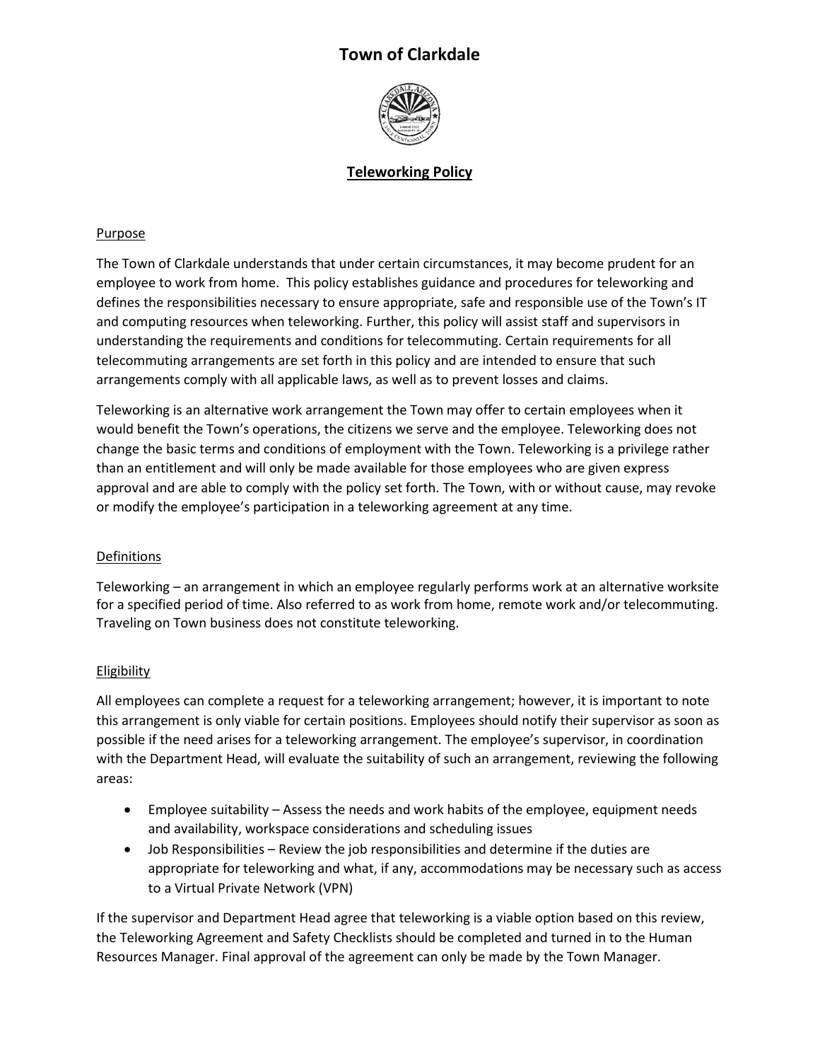# Town of Clarkdale

## Teleworking Policy

### Purpose

The Town of Clarkdale understands that under certain circumstances, it may become prudent for an employee to work from home. This policy establishes guidance and procedures for teleworking and defines the responsibilities necessary to ensure appropriate, safe and responsible use of the Town's IT and computing resources when teleworking. Further, this policy will assist staff and supervisors in understanding the requirements and conditions for telecommuting. Certain requirements for all telecommuting arrangements are set forth in this policy and are intended to ensure that such arrangements comply with all applicable laws, as well as to prevent losses and claims.

Teleworking is an alternative work arrangement the Town may offer to certain employees when it would benefit the Town's operations, the citizens we serve and the employee. Teleworking does not change the basic terms and conditions of employment with the Town. Teleworking is a privilege rather than an entitlement and will only be made available for those employees who are given express approval and are able to comply with the policy set forth. The Town, with or without cause, may revoke or modify the employee's participation in a teleworking agreement at any time.

### Definitions

Teleworking – an arrangement in which an employee regularly performs work at an alternative worksite for a specified period of time. Also referred to as work from home, remote work and/or telecommuting. Traveling on Town business does not constitute teleworking.

### Eligibility

All employees can complete a request for a teleworking arrangement; however, it is important to note this arrangement is only viable for certain positions. Employees should notify their supervisor as soon as possible if the need arises for a teleworking arrangement. The employee's supervisor, in coordination with the Department Head, will evaluate the suitability of such an arrangement, reviewing the following areas:

- Employee suitability – Assess the needs and work habits of the employee, equipment needs and availability, workspace considerations and scheduling issues
- Job Responsibilities – Review the job responsibilities and determine if the duties are appropriate for teleworking and what, if any, accommodations may be necessary such as access to a Virtual Private Network (VPN)

If the supervisor and Department Head agree that teleworking is a viable option based on this review, the Teleworking Agreement and Safety Checklists should be completed and turned in to the Human Resources Manager. Final approval of the agreement can only be made by the Town Manager.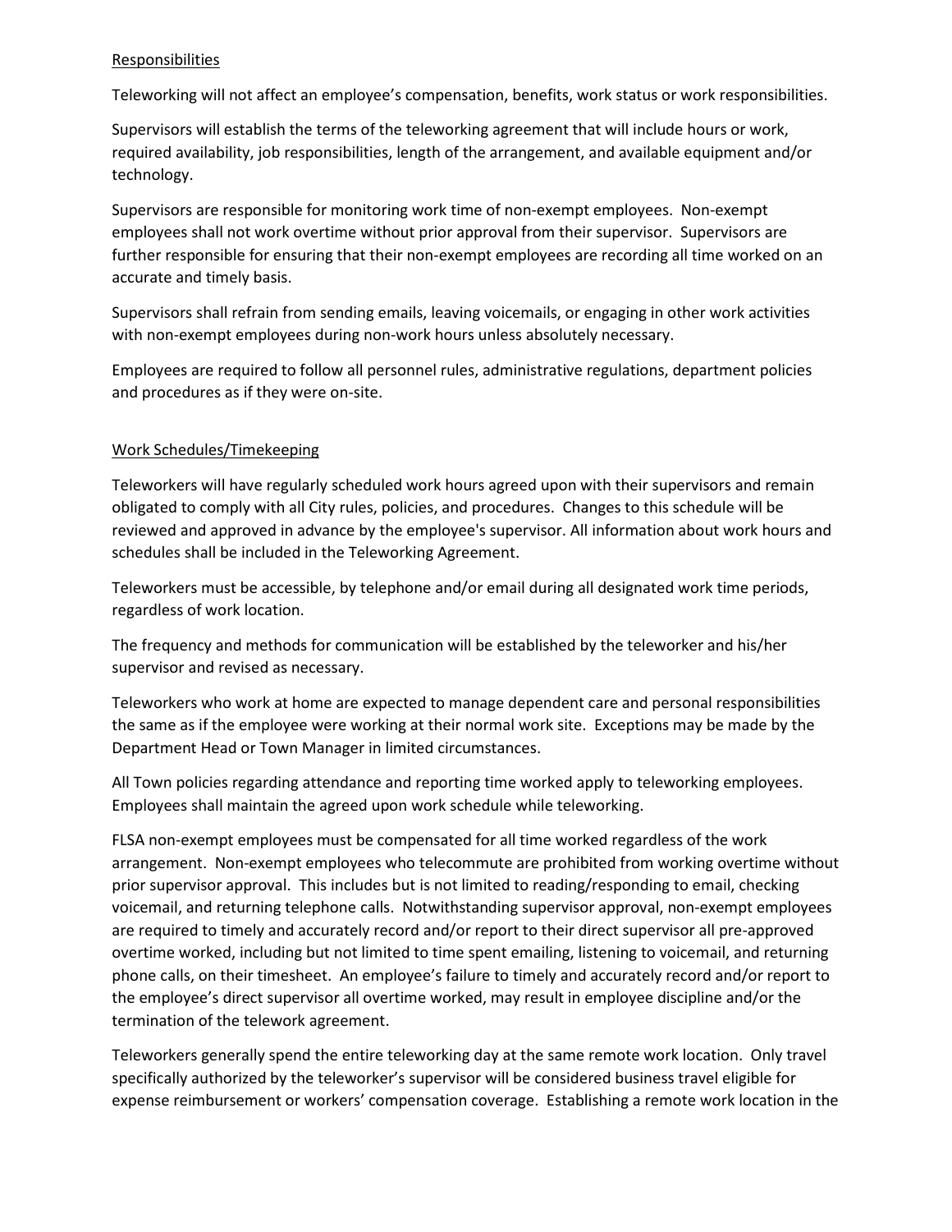## Responsibilities

Teleworking will not affect an employee's compensation, benefits, work status or work responsibilities.

Supervisors will establish the terms of the teleworking agreement that will include hours or work, required availability, job responsibilities, length of the arrangement, and available equipment and/or technology.

Supervisors are responsible for monitoring work time of non-exempt employees. Non-exempt employees shall not work overtime without prior approval from their supervisor. Supervisors are further responsible for ensuring that their non-exempt employees are recording all time worked on an accurate and timely basis.

Supervisors shall refrain from sending emails, leaving voicemails, or engaging in other work activities with non-exempt employees during non-work hours unless absolutely necessary.

Employees are required to follow all personnel rules, administrative regulations, department policies and procedures as if they were on-site.

## Work Schedules/Timekeeping

Teleworkers will have regularly scheduled work hours agreed upon with their supervisors and remain obligated to comply with all City rules, policies, and procedures. Changes to this schedule will be reviewed and approved in advance by the employee's supervisor. All information about work hours and schedules shall be included in the Teleworking Agreement.

Teleworkers must be accessible, by telephone and/or email during all designated work time periods, regardless of work location.

The frequency and methods for communication will be established by the teleworker and his/her supervisor and revised as necessary.

Teleworkers who work at home are expected to manage dependent care and personal responsibilities the same as if the employee were working at their normal work site. Exceptions may be made by the Department Head or Town Manager in limited circumstances.

All Town policies regarding attendance and reporting time worked apply to teleworking employees. Employees shall maintain the agreed upon work schedule while teleworking.

FLSA non-exempt employees must be compensated for all time worked regardless of the work arrangement. Non-exempt employees who telecommute are prohibited from working overtime without prior supervisor approval. This includes but is not limited to reading/responding to email, checking voicemail, and returning telephone calls. Notwithstanding supervisor approval, non-exempt employees are required to timely and accurately record and/or report to their direct supervisor all pre-approved overtime worked, including but not limited to time spent emailing, listening to voicemail, and returning phone calls, on their timesheet. An employee's failure to timely and accurately record and/or report to the employee's direct supervisor all overtime worked, may result in employee discipline and/or the termination of the telework agreement.

Teleworkers generally spend the entire teleworking day at the same remote work location. Only travel specifically authorized by the teleworker's supervisor will be considered business travel eligible for expense reimbursement or workers' compensation coverage. Establishing a remote work location in the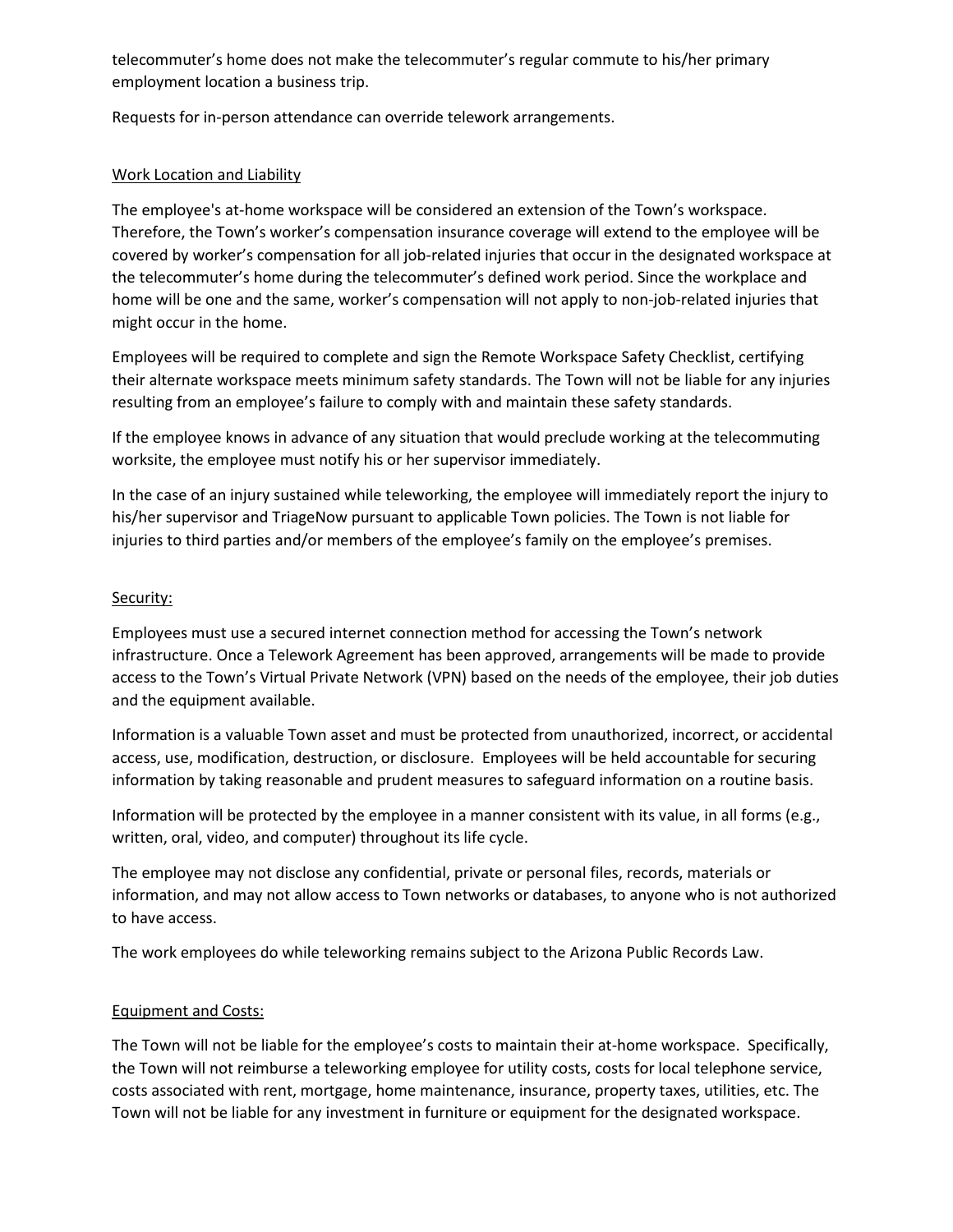telecommuter's home does not make the telecommuter's regular commute to his/her primary employment location a business trip.

Requests for in-person attendance can override telework arrangements.

<u>Work Location and Liability</u>

The employee's at-home workspace will be considered an extension of the Town's workspace. Therefore, the Town's worker's compensation insurance coverage will extend to the employee will be covered by worker's compensation for all job-related injuries that occur in the designated workspace at the telecommuter's home during the telecommuter's defined work period. Since the workplace and home will be one and the same, worker's compensation will not apply to non-job-related injuries that might occur in the home.

Employees will be required to complete and sign the Remote Workspace Safety Checklist, certifying their alternate workspace meets minimum safety standards. The Town will not be liable for any injuries resulting from an employee's failure to comply with and maintain these safety standards.

If the employee knows in advance of any situation that would preclude working at the telecommuting worksite, the employee must notify his or her supervisor immediately.

In the case of an injury sustained while teleworking, the employee will immediately report the injury to his/her supervisor and TriageNow pursuant to applicable Town policies. The Town is not liable for injuries to third parties and/or members of the employee's family on the employee's premises.

<u>Security:</u>

Employees must use a secured internet connection method for accessing the Town's network infrastructure. Once a Telework Agreement has been approved, arrangements will be made to provide access to the Town's Virtual Private Network (VPN) based on the needs of the employee, their job duties and the equipment available.

Information is a valuable Town asset and must be protected from unauthorized, incorrect, or accidental access, use, modification, destruction, or disclosure. Employees will be held accountable for securing information by taking reasonable and prudent measures to safeguard information on a routine basis.

Information will be protected by the employee in a manner consistent with its value, in all forms (e.g., written, oral, video, and computer) throughout its life cycle.

The employee may not disclose any confidential, private or personal files, records, materials or information, and may not allow access to Town networks or databases, to anyone who is not authorized to have access.

The work employees do while teleworking remains subject to the Arizona Public Records Law.

<u>Equipment and Costs:</u>

The Town will not be liable for the employee's costs to maintain their at-home workspace. Specifically, the Town will not reimburse a teleworking employee for utility costs, costs for local telephone service, costs associated with rent, mortgage, home maintenance, insurance, property taxes, utilities, etc. The Town will not be liable for any investment in furniture or equipment for the designated workspace.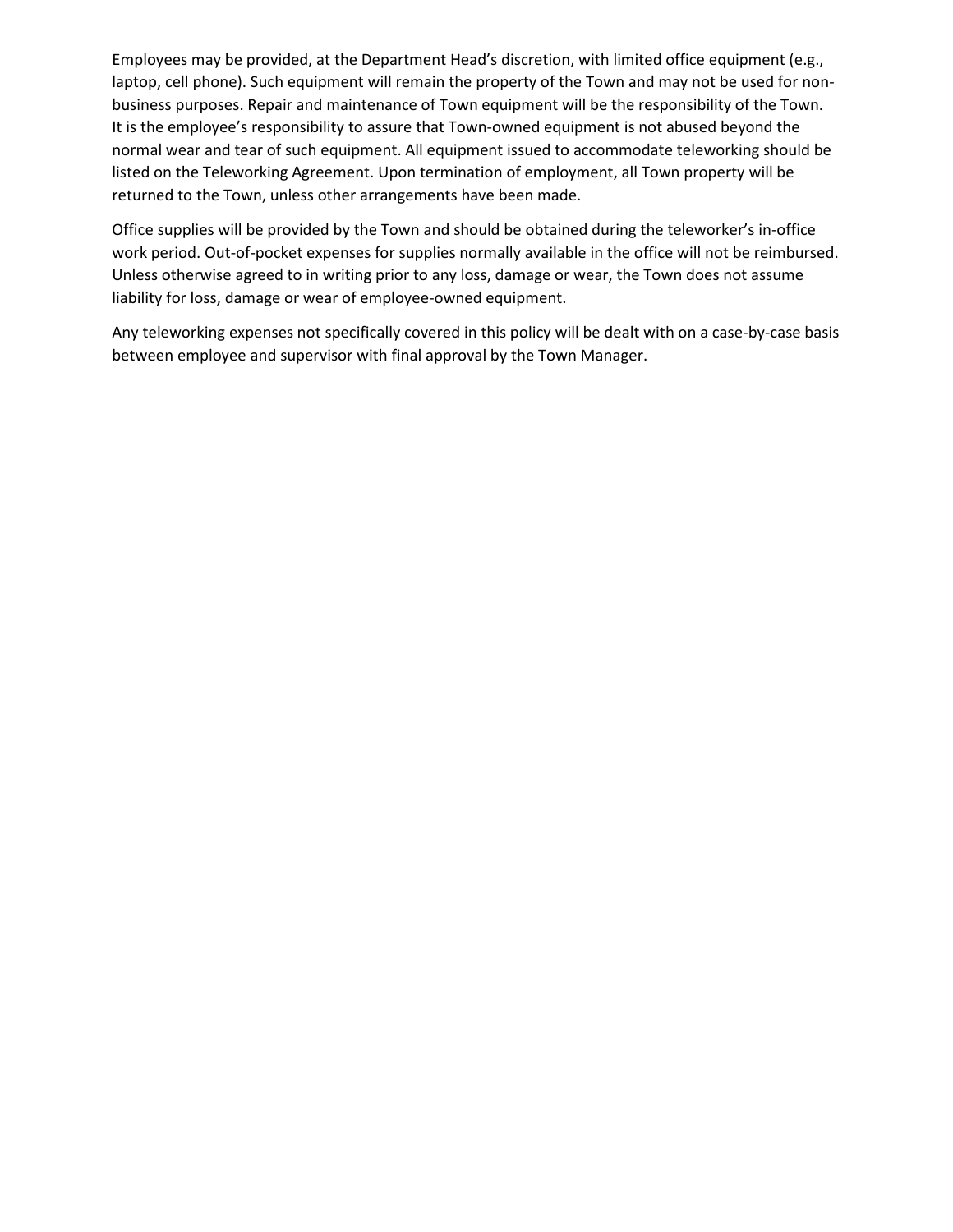Employees may be provided, at the Department Head's discretion, with limited office equipment (e.g., laptop, cell phone). Such equipment will remain the property of the Town and may not be used for non-business purposes. Repair and maintenance of Town equipment will be the responsibility of the Town. It is the employee's responsibility to assure that Town-owned equipment is not abused beyond the normal wear and tear of such equipment. All equipment issued to accommodate teleworking should be listed on the Teleworking Agreement. Upon termination of employment, all Town property will be returned to the Town, unless other arrangements have been made.

Office supplies will be provided by the Town and should be obtained during the teleworker's in-office work period. Out-of-pocket expenses for supplies normally available in the office will not be reimbursed. Unless otherwise agreed to in writing prior to any loss, damage or wear, the Town does not assume liability for loss, damage or wear of employee-owned equipment.

Any teleworking expenses not specifically covered in this policy will be dealt with on a case-by-case basis between employee and supervisor with final approval by the Town Manager.